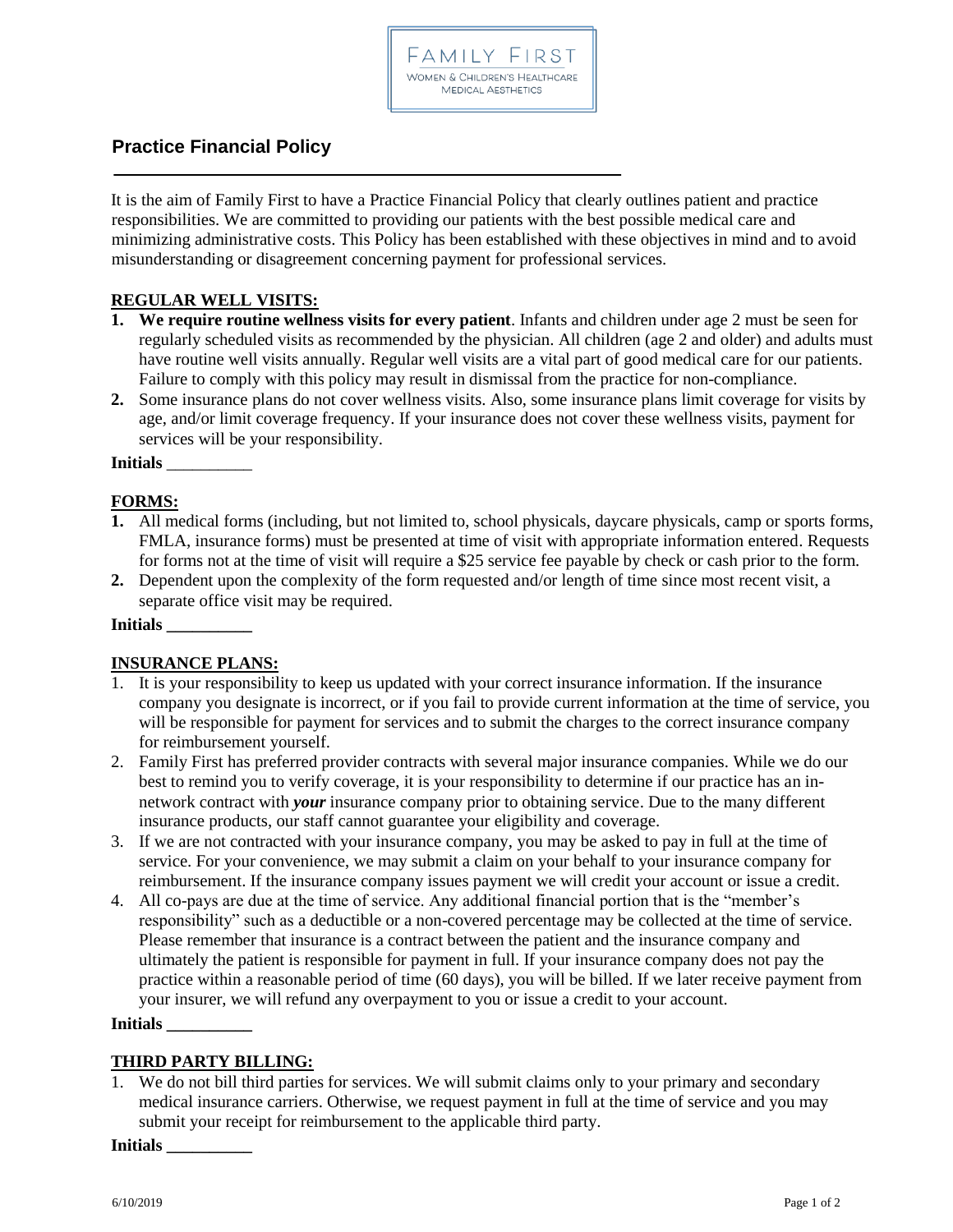FAMILY FIRST
WOMEN & CHILDREN'S HEALTHCARE
MEDICAL AESTHETICS

# Practice Financial Policy

It is the aim of Family First to have a Practice Financial Policy that clearly outlines patient and practice responsibilities. We are committed to providing our patients with the best possible medical care and minimizing administrative costs. This Policy has been established with these objectives in mind and to avoid misunderstanding or disagreement concerning payment for professional services.

## REGULAR WELL VISITS:

1. **We require routine wellness visits for every patient**. Infants and children under age 2 must be seen for regularly scheduled visits as recommended by the physician. All children (age 2 and older) and adults must have routine well visits annually. Regular well visits are a vital part of good medical care for our patients. Failure to comply with this policy may result in dismissal from the practice for non-compliance.
2. Some insurance plans do not cover wellness visits. Also, some insurance plans limit coverage for visits by age, and/or limit coverage frequency. If your insurance does not cover these wellness visits, payment for services will be your responsibility.

**Initials** __________

## FORMS:

1. All medical forms (including, but not limited to, school physicals, daycare physicals, camp or sports forms, FMLA, insurance forms) must be presented at time of visit with appropriate information entered. Requests for forms not at the time of visit will require a $25 service fee payable by check or cash prior to the form.
2. Dependent upon the complexity of the form requested and/or length of time since most recent visit, a separate office visit may be required.

**Initials __________**

## INSURANCE PLANS:

1. It is your responsibility to keep us updated with your correct insurance information. If the insurance company you designate is incorrect, or if you fail to provide current information at the time of service, you will be responsible for payment for services and to submit the charges to the correct insurance company for reimbursement yourself.
2. Family First has preferred provider contracts with several major insurance companies. While we do our best to remind you to verify coverage, it is your responsibility to determine if our practice has an in-network contract with ***your*** insurance company prior to obtaining service. Due to the many different insurance products, our staff cannot guarantee your eligibility and coverage.
3. If we are not contracted with your insurance company, you may be asked to pay in full at the time of service. For your convenience, we may submit a claim on your behalf to your insurance company for reimbursement. If the insurance company issues payment we will credit your account or issue a credit.
4. All co-pays are due at the time of service. Any additional financial portion that is the "member's responsibility" such as a deductible or a non-covered percentage may be collected at the time of service. Please remember that insurance is a contract between the patient and the insurance company and ultimately the patient is responsible for payment in full. If your insurance company does not pay the practice within a reasonable period of time (60 days), you will be billed. If we later receive payment from your insurer, we will refund any overpayment to you or issue a credit to your account.

**Initials __________**

## THIRD PARTY BILLING:

1. We do not bill third parties for services. We will submit claims only to your primary and secondary medical insurance carriers. Otherwise, we request payment in full at the time of service and you may submit your receipt for reimbursement to the applicable third party.

**Initials __________**

6/10/2019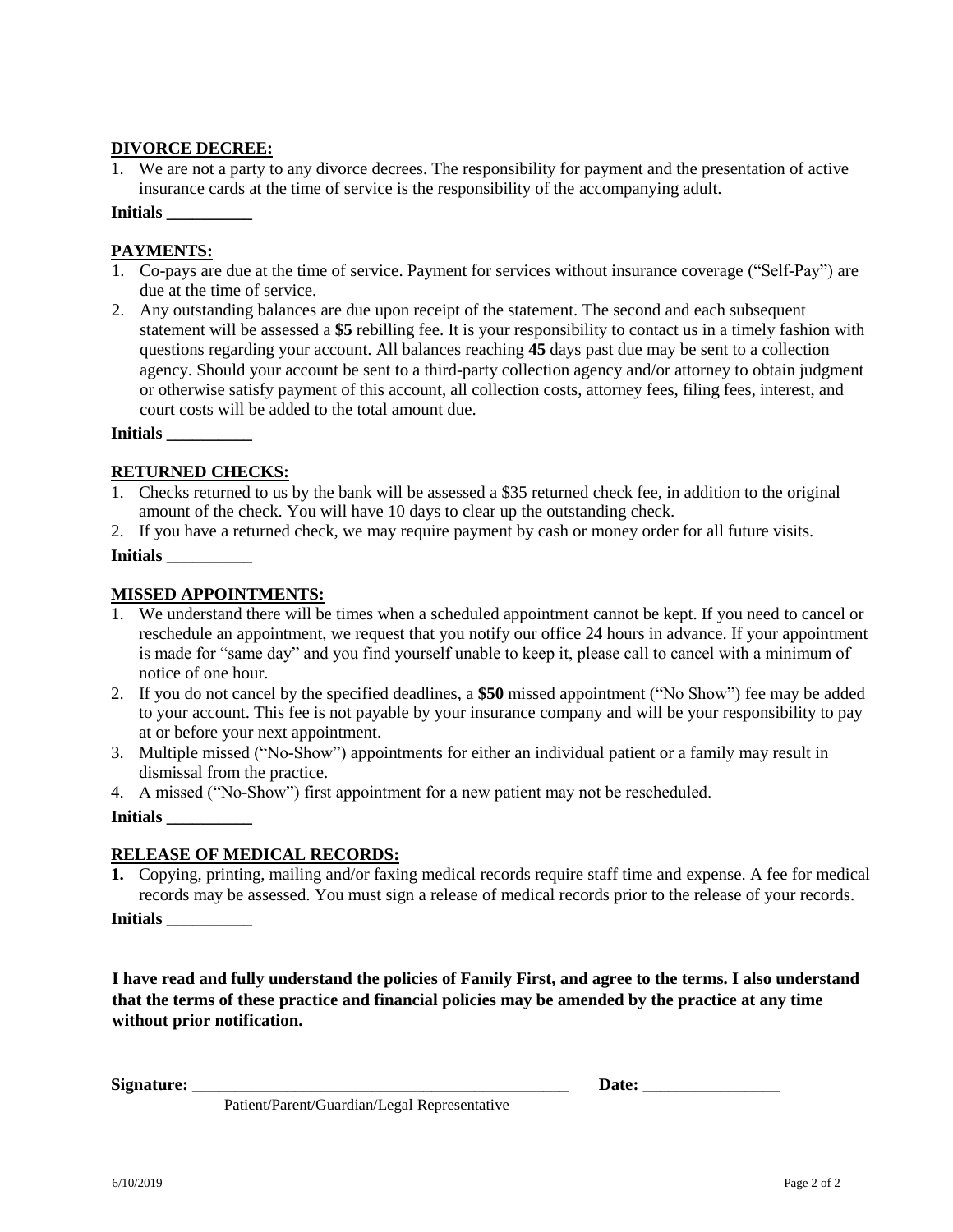**DIVORCE DECREE:**

1. We are not a party to any divorce decrees. The responsibility for payment and the presentation of active insurance cards at the time of service is the responsibility of the accompanying adult.

**Initials __________**

**PAYMENTS:**

1. Co-pays are due at the time of service. Payment for services without insurance coverage ("Self-Pay") are due at the time of service.
2. Any outstanding balances are due upon receipt of the statement. The second and each subsequent statement will be assessed a **$5** rebilling fee. It is your responsibility to contact us in a timely fashion with questions regarding your account. All balances reaching **45** days past due may be sent to a collection agency. Should your account be sent to a third-party collection agency and/or attorney to obtain judgment or otherwise satisfy payment of this account, all collection costs, attorney fees, filing fees, interest, and court costs will be added to the total amount due.

**Initials __________**

**RETURNED CHECKS:**

1. Checks returned to us by the bank will be assessed a $35 returned check fee, in addition to the original amount of the check. You will have 10 days to clear up the outstanding check.
2. If you have a returned check, we may require payment by cash or money order for all future visits.

**Initials __________**

**MISSED APPOINTMENTS:**

1. We understand there will be times when a scheduled appointment cannot be kept. If you need to cancel or reschedule an appointment, we request that you notify our office 24 hours in advance. If your appointment is made for "same day" and you find yourself unable to keep it, please call to cancel with a minimum of notice of one hour.
2. If you do not cancel by the specified deadlines, a **$50** missed appointment ("No Show") fee may be added to your account. This fee is not payable by your insurance company and will be your responsibility to pay at or before your next appointment.
3. Multiple missed ("No-Show") appointments for either an individual patient or a family may result in dismissal from the practice.
4. A missed ("No-Show") first appointment for a new patient may not be rescheduled.

**Initials __________**

**RELEASE OF MEDICAL RECORDS:**

1. Copying, printing, mailing and/or faxing medical records require staff time and expense. A fee for medical records may be assessed. You must sign a release of medical records prior to the release of your records.

**Initials __________**

**I have read and fully understand the policies of Family First, and agree to the terms. I also understand that the terms of these practice and financial policies may be amended by the practice at any time without prior notification.**

**Signature:** ______________________________________________ **Date:** ________________

Patient/Parent/Guardian/Legal Representative

6/10/2019